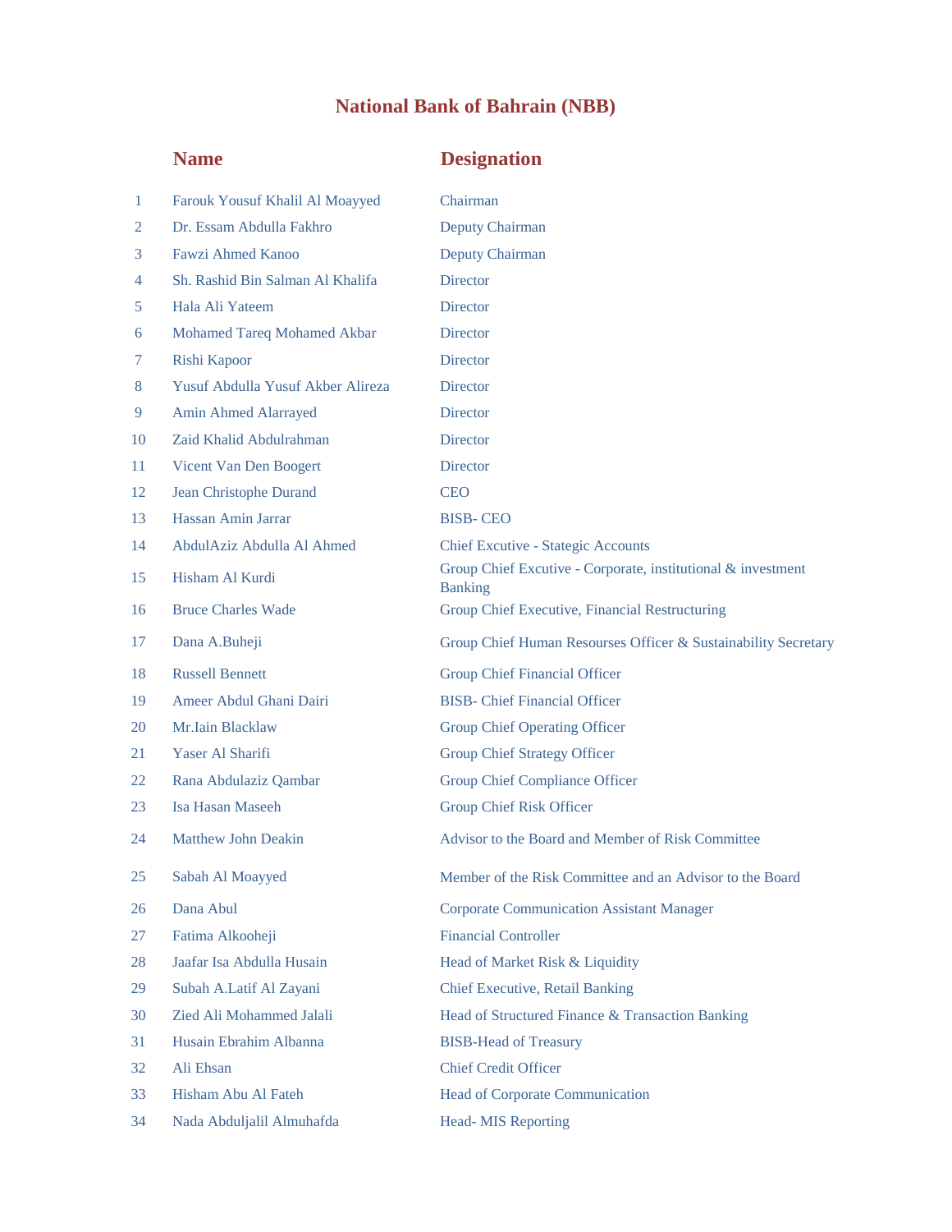# National Bank of Bahrain (NBB)

| | Name | Designation |
|---|---|---|
| 1 | Farouk Yousuf Khalil Al Moayyed | Chairman |
| 2 | Dr. Essam Abdulla Fakhro | Deputy Chairman |
| 3 | Fawzi Ahmed Kanoo | Deputy Chairman |
| 4 | Sh. Rashid Bin Salman Al Khalifa | Director |
| 5 | Hala Ali Yateem | Director |
| 6 | Mohamed Tareq Mohamed Akbar | Director |
| 7 | Rishi Kapoor | Director |
| 8 | Yusuf Abdulla Yusuf Akber Alireza | Director |
| 9 | Amin Ahmed Alarrayed | Director |
| 10 | Zaid Khalid Abdulrahman | Director |
| 11 | Vicent Van Den Boogert | Director |
| 12 | Jean Christophe Durand | CEO |
| 13 | Hassan Amin Jarrar | BISB- CEO |
| 14 | AbdulAziz Abdulla Al Ahmed | Chief Excutive - Stategic Accounts |
| 15 | Hisham Al Kurdi | Group Chief Excutive - Corporate, institutional & investment Banking |
| 16 | Bruce Charles Wade | Group Chief Executive, Financial Restructuring |
| 17 | Dana A.Buheji | Group Chief Human Resourses Officer & Sustainability Secretary |
| 18 | Russell Bennett | Group Chief Financial Officer |
| 19 | Ameer Abdul Ghani Dairi | BISB- Chief Financial Officer |
| 20 | Mr.Iain Blacklaw | Group Chief Operating Officer |
| 21 | Yaser Al Sharifi | Group Chief Strategy Officer |
| 22 | Rana Abdulaziz Qambar | Group Chief Compliance Officer |
| 23 | Isa Hasan Maseeh | Group Chief Risk Officer |
| 24 | Matthew John Deakin | Advisor to the Board and Member of Risk Committee |
| 25 | Sabah Al Moayyed | Member of the Risk Committee and an Advisor to the Board |
| 26 | Dana Abul | Corporate Communication Assistant Manager |
| 27 | Fatima Alkooheji | Financial Controller |
| 28 | Jaafar Isa Abdulla Husain | Head of Market Risk & Liquidity |
| 29 | Subah A.Latif Al Zayani | Chief Executive, Retail Banking |
| 30 | Zied Ali Mohammed Jalali | Head of Structured Finance & Transaction Banking |
| 31 | Husain Ebrahim Albanna | BISB-Head of Treasury |
| 32 | Ali Ehsan | Chief Credit Officer |
| 33 | Hisham Abu Al Fateh | Head of Corporate Communication |
| 34 | Nada Abduljalil Almuhafda | Head- MIS Reporting |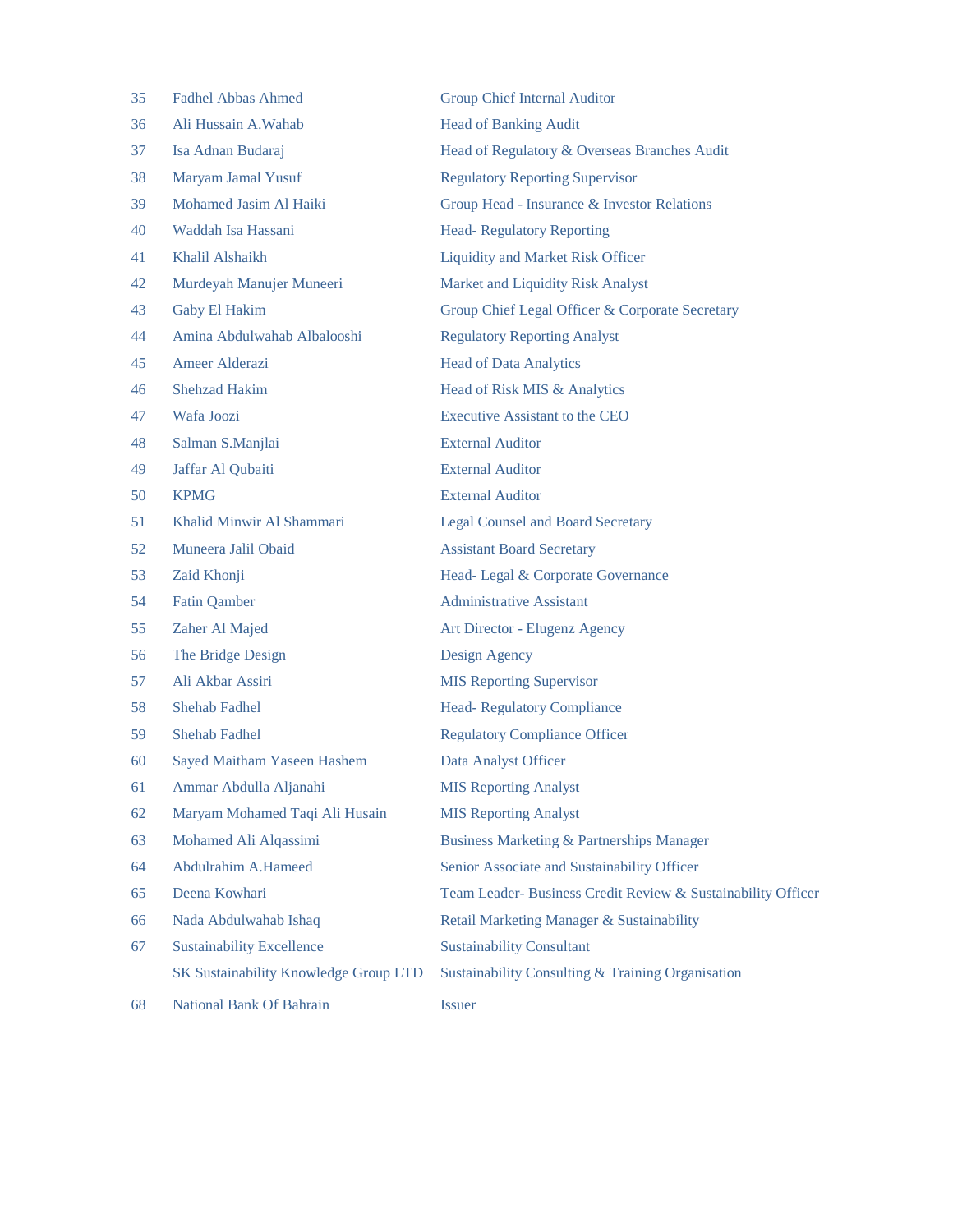| | | |
|---|---|---|
| 35 | Fadhel Abbas Ahmed | Group Chief Internal Auditor |
| 36 | Ali Hussain A.Wahab | Head of Banking Audit |
| 37 | Isa Adnan Budaraj | Head of Regulatory & Overseas Branches Audit |
| 38 | Maryam Jamal Yusuf | Regulatory Reporting Supervisor |
| 39 | Mohamed Jasim Al Haiki | Group Head - Insurance & Investor Relations |
| 40 | Waddah Isa Hassani | Head- Regulatory Reporting |
| 41 | Khalil Alshaikh | Liquidity and Market Risk Officer |
| 42 | Murdeyah Manujer Muneeri | Market and Liquidity Risk Analyst |
| 43 | Gaby El Hakim | Group Chief Legal Officer & Corporate Secretary |
| 44 | Amina Abdulwahab Albalooshi | Regulatory Reporting Analyst |
| 45 | Ameer Alderazi | Head of Data Analytics |
| 46 | Shehzad Hakim | Head of Risk MIS & Analytics |
| 47 | Wafa Joozi | Executive Assistant to the CEO |
| 48 | Salman S.Manjlai | External Auditor |
| 49 | Jaffar Al Qubaiti | External Auditor |
| 50 | KPMG | External Auditor |
| 51 | Khalid Minwir Al Shammari | Legal Counsel and Board Secretary |
| 52 | Muneera Jalil Obaid | Assistant Board Secretary |
| 53 | Zaid Khonji | Head- Legal & Corporate Governance |
| 54 | Fatin Qamber | Administrative Assistant |
| 55 | Zaher Al Majed | Art Director - Elugenz Agency |
| 56 | The Bridge Design | Design Agency |
| 57 | Ali Akbar Assiri | MIS Reporting Supervisor |
| 58 | Shehab Fadhel | Head- Regulatory Compliance |
| 59 | Shehab Fadhel | Regulatory Compliance Officer |
| 60 | Sayed Maitham Yaseen Hashem | Data Analyst Officer |
| 61 | Ammar Abdulla Aljanahi | MIS Reporting Analyst |
| 62 | Maryam Mohamed Taqi Ali Husain | MIS Reporting Analyst |
| 63 | Mohamed Ali Alqassimi | Business Marketing & Partnerships Manager |
| 64 | Abdulrahim A.Hameed | Senior Associate and Sustainability Officer |
| 65 | Deena Kowhari | Team Leader- Business Credit Review & Sustainability Officer |
| 66 | Nada Abdulwahab Ishaq | Retail Marketing Manager & Sustainability |
| 67 | Sustainability Excellence | Sustainability Consultant |
| | SK Sustainability Knowledge Group LTD | Sustainability Consulting & Training Organisation |
| 68 | National Bank Of Bahrain | Issuer |